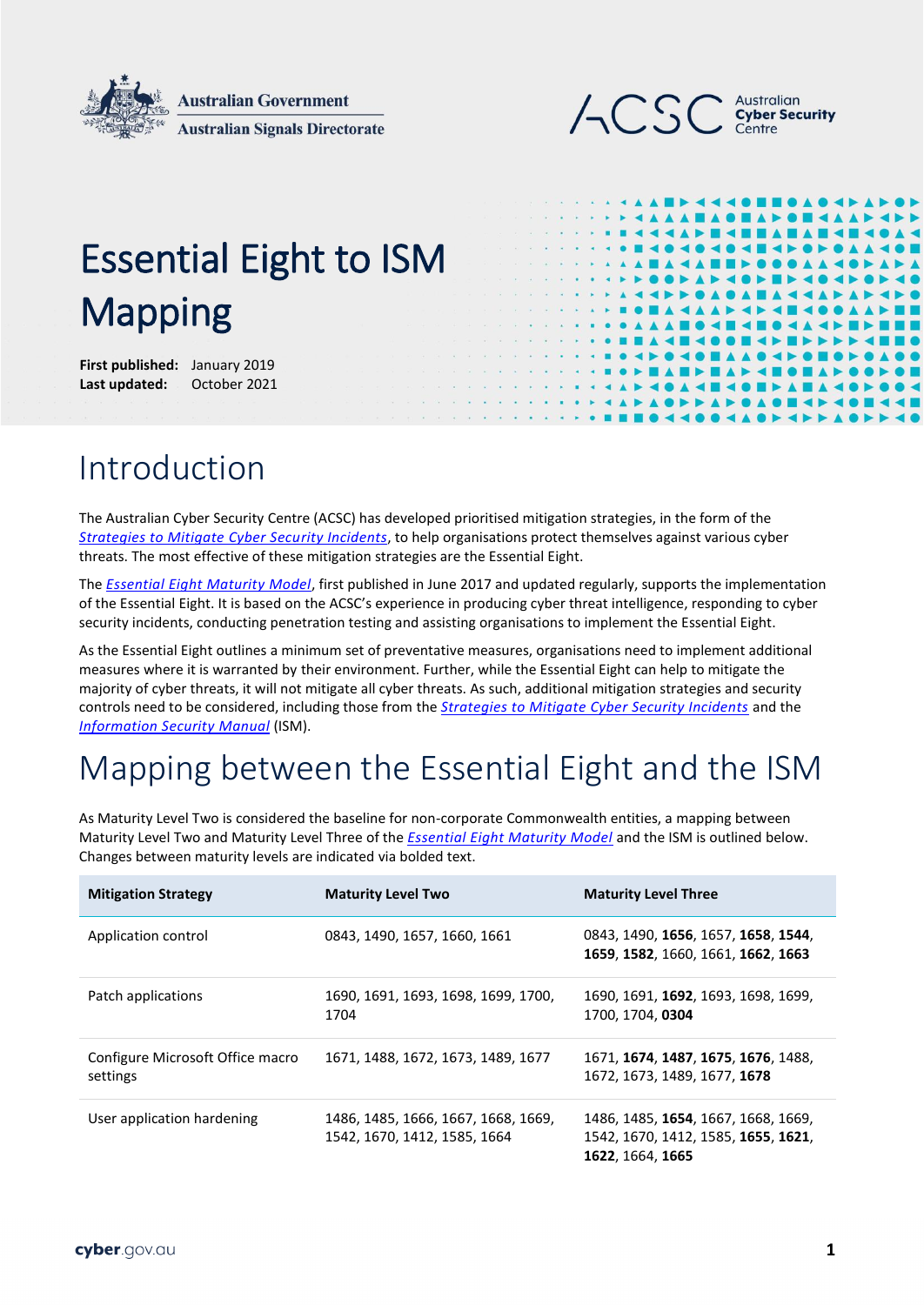Australian Government
Australian Signals Directorate

ACSC Australian Cyber Security Centre

# Essential Eight to ISM Mapping

**First published:** January 2019
**Last updated:** October 2021

## Introduction

The Australian Cyber Security Centre (ACSC) has developed prioritised mitigation strategies, in the form of the *Strategies to Mitigate Cyber Security Incidents*, to help organisations protect themselves against various cyber threats. The most effective of these mitigation strategies are the Essential Eight.

The *Essential Eight Maturity Model*, first published in June 2017 and updated regularly, supports the implementation of the Essential Eight. It is based on the ACSC's experience in producing cyber threat intelligence, responding to cyber security incidents, conducting penetration testing and assisting organisations to implement the Essential Eight.

As the Essential Eight outlines a minimum set of preventative measures, organisations need to implement additional measures where it is warranted by their environment. Further, while the Essential Eight can help to mitigate the majority of cyber threats, it will not mitigate all cyber threats. As such, additional mitigation strategies and security controls need to be considered, including those from the *Strategies to Mitigate Cyber Security Incidents* and the *Information Security Manual* (ISM).

## Mapping between the Essential Eight and the ISM

As Maturity Level Two is considered the baseline for non-corporate Commonwealth entities, a mapping between Maturity Level Two and Maturity Level Three of the *Essential Eight Maturity Model* and the ISM is outlined below. Changes between maturity levels are indicated via bolded text.

| Mitigation Strategy | Maturity Level Two | Maturity Level Three |
| --- | --- | --- |
| Application control | 0843, 1490, 1657, 1660, 1661 | 0843, 1490, **1656**, 1657, **1658**, **1544**, **1659**, **1582**, 1660, 1661, **1662**, **1663** |
| Patch applications | 1690, 1691, 1693, 1698, 1699, 1700, 1704 | 1690, 1691, **1692**, 1693, 1698, 1699, 1700, 1704, **0304** |
| Configure Microsoft Office macro settings | 1671, 1488, 1672, 1673, 1489, 1677 | 1671, **1674**, **1487**, **1675**, **1676**, 1488, 1672, 1673, 1489, 1677, **1678** |
| User application hardening | 1486, 1485, 1666, 1667, 1668, 1669, 1542, 1670, 1412, 1585, 1664 | 1486, 1485, **1654**, 1667, 1668, 1669, 1542, 1670, 1412, 1585, **1655**, **1621**, **1622**, 1664, **1665** |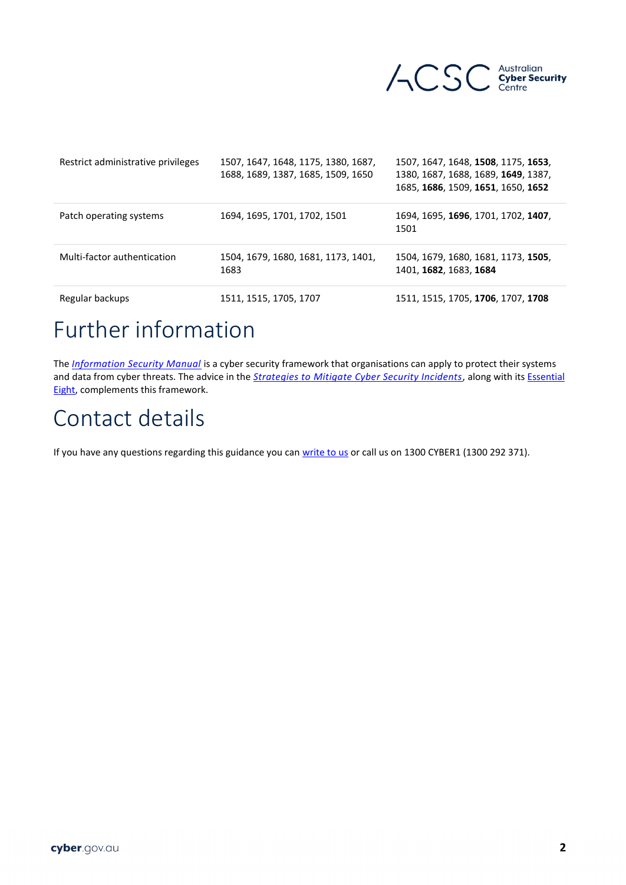| | | |
|---|---|---|
| Restrict administrative privileges | 1507, 1647, 1648, 1175, 1380, 1687, 1688, 1689, 1387, 1685, 1509, 1650 | 1507, 1647, 1648, **1508**, 1175, **1653**, 1380, 1687, 1688, 1689, **1649**, 1387, 1685, **1686**, 1509, **1651**, 1650, **1652** |
| Patch operating systems | 1694, 1695, 1701, 1702, 1501 | 1694, 1695, **1696**, 1701, 1702, **1407**, 1501 |
| Multi-factor authentication | 1504, 1679, 1680, 1681, 1173, 1401, 1683 | 1504, 1679, 1680, 1681, 1173, **1505**, 1401, **1682**, 1683, **1684** |
| Regular backups | 1511, 1515, 1705, 1707 | 1511, 1515, 1705, **1706**, 1707, **1708** |

# Further information

The *Information Security Manual* is a cyber security framework that organisations can apply to protect their systems and data from cyber threats. The advice in the *Strategies to Mitigate Cyber Security Incidents*, along with its Essential Eight, complements this framework.

# Contact details

If you have any questions regarding this guidance you can write to us or call us on 1300 CYBER1 (1300 292 371).